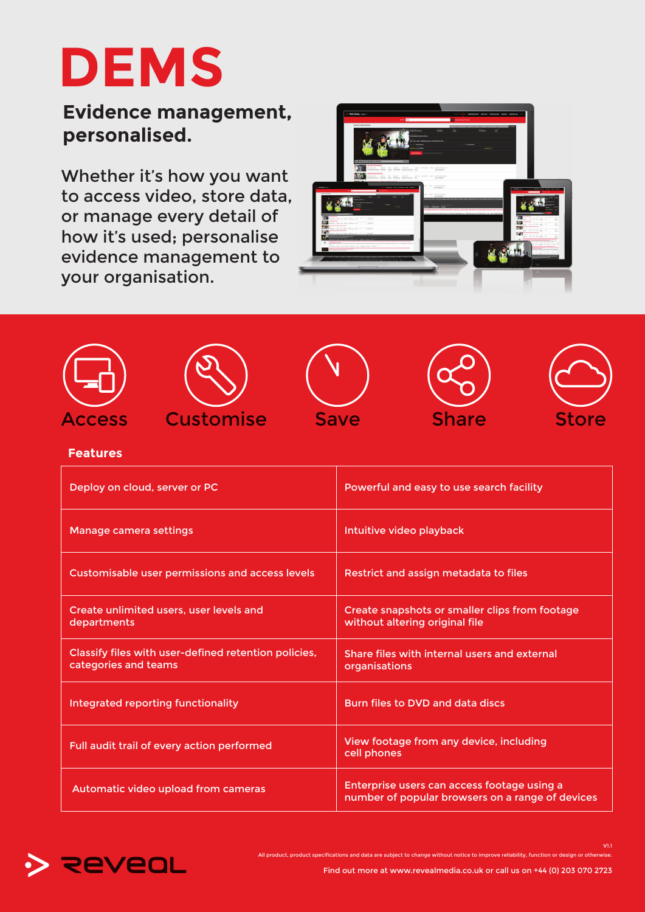# DEMS

## Evidence management, personalised.

Whether it's how you want to access video, store data, or manage every detail of how it's used; personalise evidence management to your organisation.

Access | Customise | Save | Share | Store

**Features**

| | |
|---|---|
| Deploy on cloud, server or PC | Powerful and easy to use search facility |
| Manage camera settings | Intuitive video playback |
| Customisable user permissions and access levels | Restrict and assign metadata to files |
| Create unlimited users, user levels and departments | Create snapshots or smaller clips from footage without altering original file |
| Classify files with user-defined retention policies, categories and teams | Share files with internal users and external organisations |
| Integrated reporting functionality | Burn files to DVD and data discs |
| Full audit trail of every action performed | View footage from any device, including cell phones |
| Automatic video upload from cameras | Enterprise users can access footage using a number of popular browsers on a range of devices |

V1.1

All product, product specifications and data are subject to change without notice to improve reliability, function or design or otherwise.

Find out more at www.revealmedia.co.uk or call us on +44 (0) 203 070 2723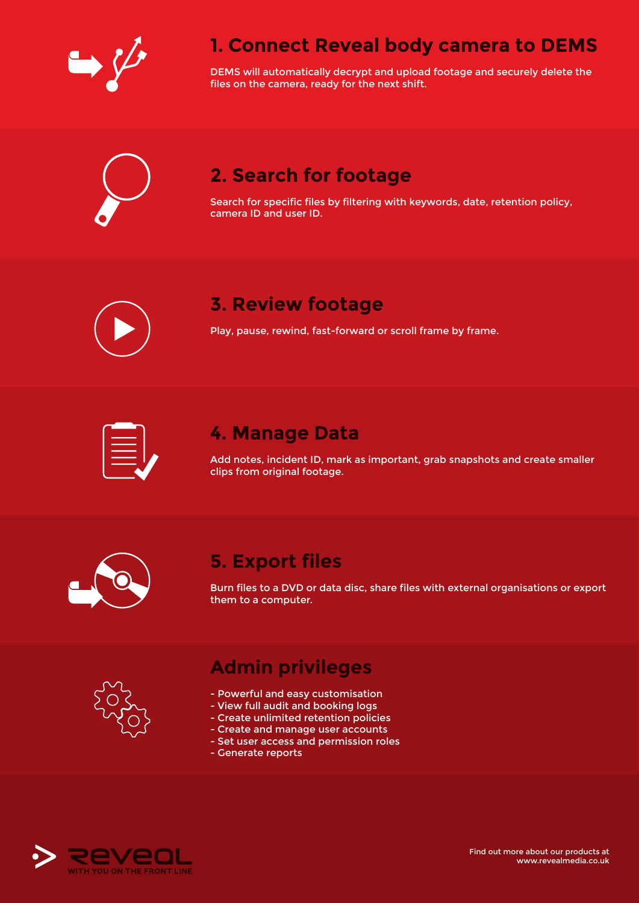## 1. Connect Reveal body camera to DEMS

DEMS will automatically decrypt and upload footage and securely delete the files on the camera, ready for the next shift.

## 2. Search for footage

Search for specific files by filtering with keywords, date, retention policy, camera ID and user ID.

## 3. Review footage

Play, pause, rewind, fast-forward or scroll frame by frame.

## 4. Manage Data

Add notes, incident ID, mark as important, grab snapshots and create smaller clips from original footage.

## 5. Export files

Burn files to a DVD or data disc, share files with external organisations or export them to a computer.

## Admin privileges

- Powerful and easy customisation
- View full audit and booking logs
- Create unlimited retention policies
- Create and manage user accounts
- Set user access and permission roles
- Generate reports

REVEAL

WITH YOU ON THE FRONT LINE

Find out more about our products at www.revealmedia.co.uk